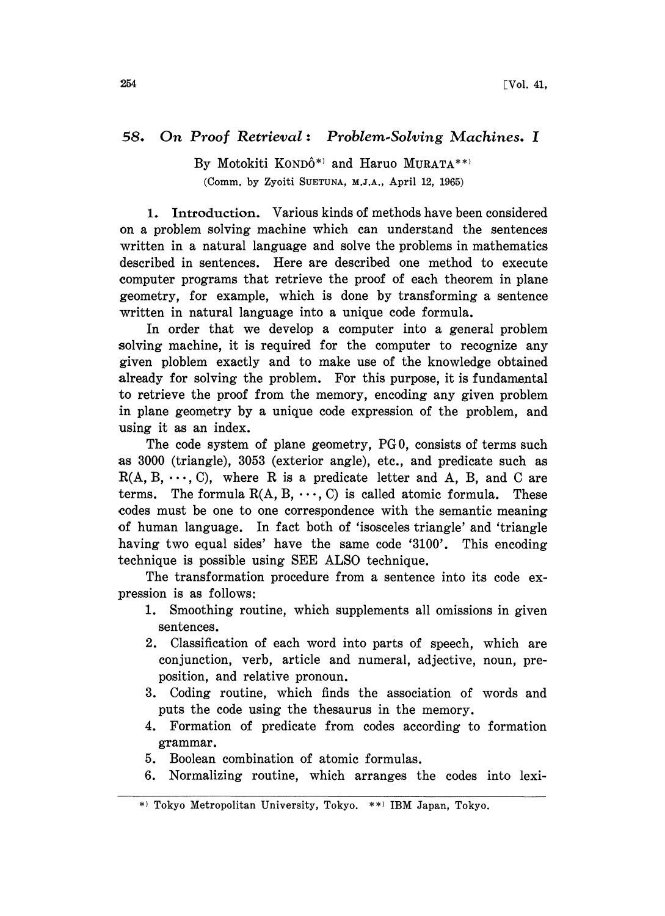# 58. *On Proof Retrieval: Problem-Solving Machines. I*

By Motokiti KONDÔ[*)] and Haruo MURATA[**)]

(Comm. by Zyoiti SUETUNA, M.J.A., April 12, 1965)

**1. Introduction.** Various kinds of methods have been considered on a problem solving machine which can understand the sentences written in a natural language and solve the problems in mathematics described in sentences. Here are described one method to execute computer programs that retrieve the proof of each theorem in plane geometry, for example, which is done by transforming a sentence written in natural language into a unique code formula.

In order that we develop a computer into a general problem solving machine, it is required for the computer to recognize any given ploblem exactly and to make use of the knowledge obtained already for solving the problem. For this purpose, it is fundamental to retrieve the proof from the memory, encoding any given problem in plane geometry by a unique code expression of the problem, and using it as an index.

The code system of plane geometry, PG0, consists of terms such as 3000 (triangle), 3053 (exterior angle), etc., and predicate such as $R(A, B, \cdots, C)$, where R is a predicate letter and A, B, and C are terms. The formula $R(A, B, \cdots, C)$ is called atomic formula. These codes must be one to one correspondence with the semantic meaning of human language. In fact both of 'isosceles triangle' and 'triangle having two equal sides' have the same code '3100'. This encoding technique is possible using SEE ALSO technique.

The transformation procedure from a sentence into its code expression is as follows:

1. Smoothing routine, which supplements all omissions in given sentences.
2. Classification of each word into parts of speech, which are conjunction, verb, article and numeral, adjective, noun, preposition, and relative pronoun.
3. Coding routine, which finds the association of words and puts the code using the thesaurus in the memory.
4. Formation of predicate from codes according to formation grammar.
5. Boolean combination of atomic formulas.
6. Normalizing routine, which arranges the codes into lexi-

---

*) Tokyo Metropolitan University, Tokyo. **) IBM Japan, Tokyo.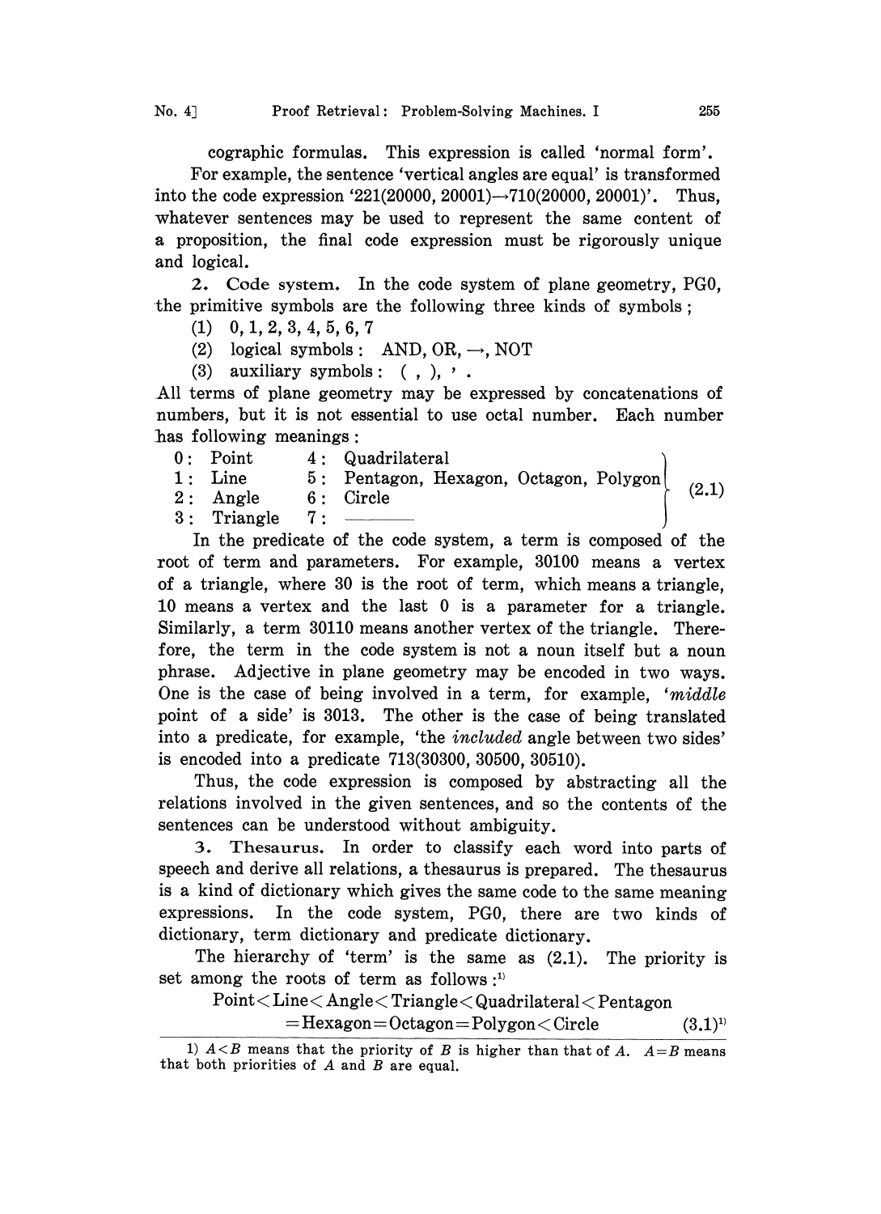cographic formulas. This expression is called 'normal form'.

For example, the sentence 'vertical angles are equal' is transformed into the code expression '221(20000, 20001)→710(20000, 20001)'. Thus, whatever sentences may be used to represent the same content of a proposition, the final code expression must be rigorously unique and logical.

**2. Code system.** In the code system of plane geometry, PG0, the primitive symbols are the following three kinds of symbols;

(1) 0, 1, 2, 3, 4, 5, 6, 7

(2) logical symbols: AND, OR, →, NOT

(3) auxiliary symbols: ( , ), ' .

All terms of plane geometry may be expressed by concatenations of numbers, but it is not essential to use octal number. Each number has following meanings:

| | | | | |
|---|---|---|---|---|
| 0: | Point | 4: | Quadrilateral | |
| 1: | Line | 5: | Pentagon, Hexagon, Octagon, Polygon | (2.1) |
| 2: | Angle | 6: | Circle | |
| 3: | Triangle | 7: | ——— | |

In the predicate of the code system, a term is composed of the root of term and parameters. For example, 30100 means a vertex of a triangle, where 30 is the root of term, which means a triangle, 10 means a vertex and the last 0 is a parameter for a triangle. Similarly, a term 30110 means another vertex of the triangle. Therefore, the term in the code system is not a noun itself but a noun phrase. Adjective in plane geometry may be encoded in two ways. One is the case of being involved in a term, for example, '*middle* point of a side' is 3013. The other is the case of being translated into a predicate, for example, 'the *included* angle between two sides' is encoded into a predicate 713(30300, 30500, 30510).

Thus, the code expression is composed by abstracting all the relations involved in the given sentences, and so the contents of the sentences can be understood without ambiguity.

**3. Thesaurus.** In order to classify each word into parts of speech and derive all relations, a thesaurus is prepared. The thesaurus is a kind of dictionary which gives the same code to the same meaning expressions. In the code system, PG0, there are two kinds of dictionary, term dictionary and predicate dictionary.

The hierarchy of 'term' is the same as (2.1). The priority is set among the roots of term as follows:[1]

$$\text{Point} < \text{Line} < \text{Angle} < \text{Triangle} < \text{Quadrilateral} < \text{Pentagon} = \text{Hexagon} = \text{Octagon} = \text{Polygon} < \text{Circle} \qquad (3.1)^{1)}$$

1) $A<B$ means that the priority of $B$ is higher than that of $A$. $A=B$ means that both priorities of $A$ and $B$ are equal.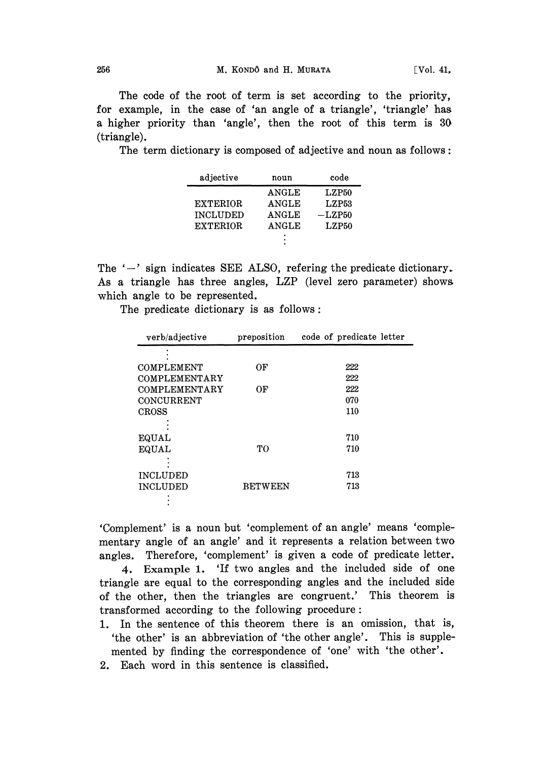The code of the root of term is set according to the priority, for example, in the case of 'an angle of a triangle', 'triangle' has a higher priority than 'angle', then the root of this term is 30 (triangle).

The term dictionary is composed of adjective and noun as follows:

| adjective | noun | code |
|---|---|---|
| | ANGLE | LZP50 |
| EXTERIOR | ANGLE | LZP53 |
| INCLUDED | ANGLE | −LZP50 |
| EXTERIOR | ANGLE | LZP50 |
| | ⋮ | |

The '−' sign indicates SEE ALSO, refering the predicate dictionary. As a triangle has three angles, LZP (level zero parameter) shows which angle to be represented.

The predicate dictionary is as follows:

| verb/adjective | preposition | code of predicate letter |
|---|---|---|
| ⋮ | | |
| COMPLEMENT | OF | 222 |
| COMPLEMENTARY | | 222 |
| COMPLEMENTARY | OF | 222 |
| CONCURRENT | | 070 |
| CROSS | | 110 |
| ⋮ | | |
| EQUAL | | 710 |
| EQUAL | TO | 710 |
| ⋮ | | |
| INCLUDED | | 713 |
| INCLUDED | BETWEEN | 713 |
| ⋮ | | |

'Complement' is a noun but 'complement of an angle' means 'complementary angle of an angle' and it represents a relation between two angles. Therefore, 'complement' is given a code of predicate letter.

**4. Example 1.** 'If two angles and the included side of one triangle are equal to the corresponding angles and the included side of the other, then the triangles are congruent.' This theorem is transformed according to the following procedure:

1. In the sentence of this theorem there is an omission, that is, 'the other' is an abbreviation of 'the other angle'. This is supplemented by finding the correspondence of 'one' with 'the other'.
2. Each word in this sentence is classified.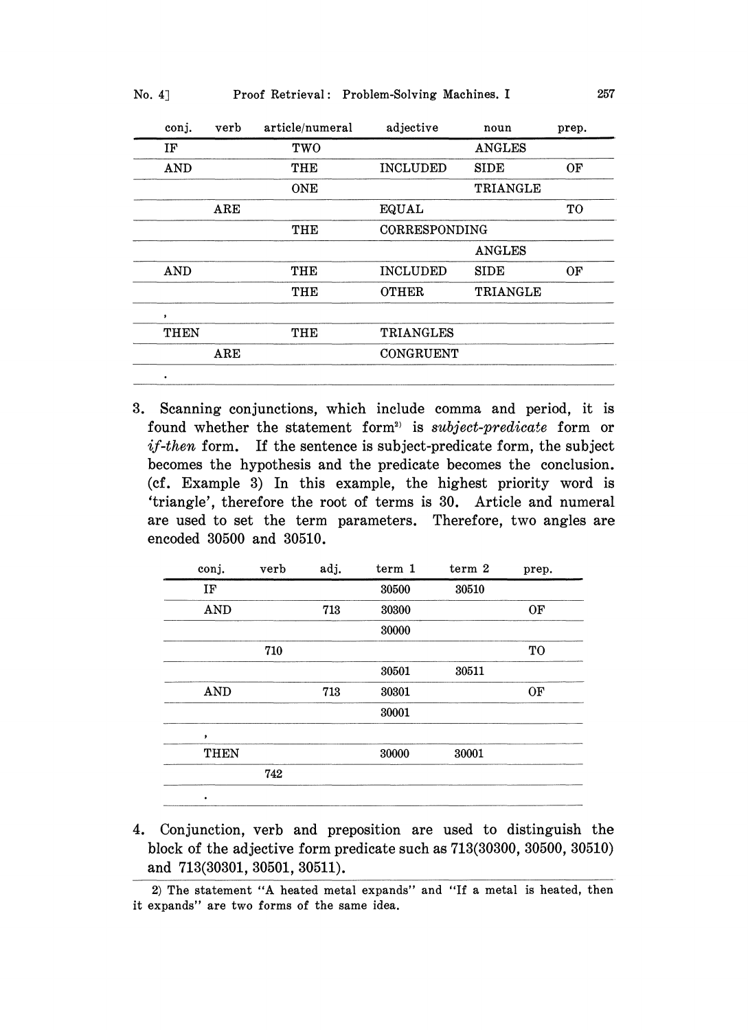| conj. | verb | article/numeral | adjective | noun | prep. |
|---|---|---|---|---|---|
| IF | | TWO | | ANGLES | |
| AND | | THE | INCLUDED | SIDE | OF |
| | | ONE | | TRIANGLE | |
| | ARE | | EQUAL | | TO |
| | | THE | CORRESPONDING | | |
| | | | | ANGLES | |
| AND | | THE | INCLUDED | SIDE | OF |
| | | THE | OTHER | TRIANGLE | |
| , | | | | | |
| THEN | | THE | TRIANGLES | | |
| | ARE | | CONGRUENT | | |
| . | | | | | |

3. Scanning conjunctions, which include comma and period, it is found whether the statement form[2] is *subject-predicate* form or *if-then* form. If the sentence is subject-predicate form, the subject becomes the hypothesis and the predicate becomes the conclusion. (cf. Example 3) In this example, the highest priority word is 'triangle', therefore the root of terms is 30. Article and numeral are used to set the term parameters. Therefore, two angles are encoded 30500 and 30510.

| conj. | verb | adj. | term 1 | term 2 | prep. |
|---|---|---|---|---|---|
| IF | | | 30500 | 30510 | |
| AND | | 713 | 30300 | | OF |
| | | | 30000 | | |
| | 710 | | | | TO |
| | | | 30501 | 30511 | |
| AND | | 713 | 30301 | | OF |
| | | | 30001 | | |
| , | | | | | |
| THEN | | | 30000 | 30001 | |
| | 742 | | | | |
| . | | | | | |

4. Conjunction, verb and preposition are used to distinguish the block of the adjective form predicate such as 713(30300, 30500, 30510) and 713(30301, 30501, 30511).

2) The statement "A heated metal expands" and "If a metal is heated, then it expands" are two forms of the same idea.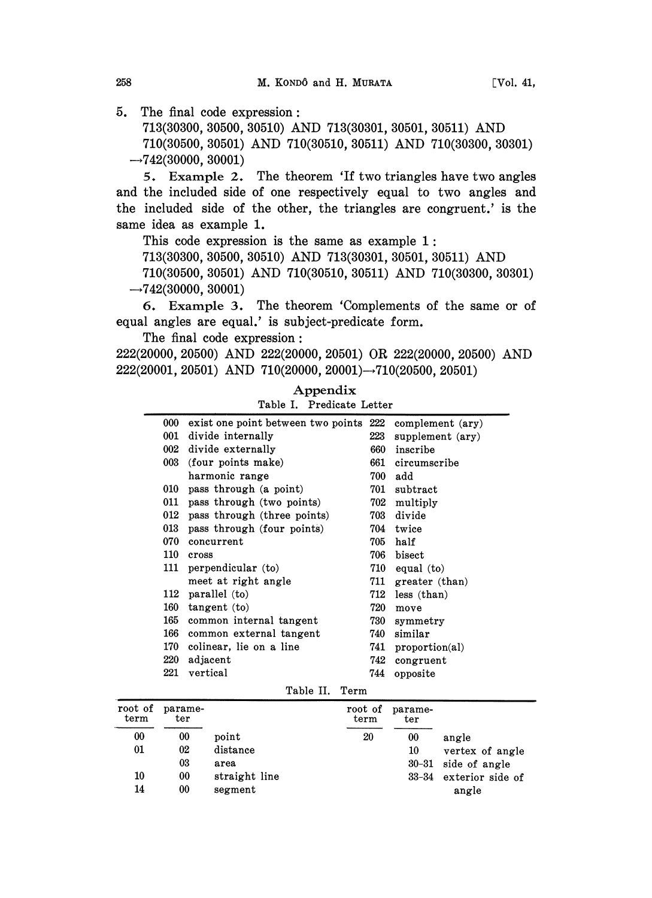5. The final code expression:

713(30300, 30500, 30510) AND 713(30301, 30501, 30511) AND 710(30500, 30501) AND 710(30510, 30511) AND 710(30300, 30301) →742(30000, 30001)

5. **Example 2.** The theorem 'If two triangles have two angles and the included side of one respectively equal to two angles and the included side of the other, the triangles are congruent.' is the same idea as example 1.

This code expression is the same as example 1:

713(30300, 30500, 30510) AND 713(30301, 30501, 30511) AND 710(30500, 30501) AND 710(30510, 30511) AND 710(30300, 30301) →742(30000, 30001)

6. **Example 3.** The theorem 'Complements of the same or of equal angles are equal.' is subject-predicate form.

The final code expression:

222(20000, 20500) AND 222(20000, 20501) OR 222(20000, 20500) AND 222(20001, 20501) AND 710(20000, 20001)→710(20500, 20501)

## Appendix

Table I. Predicate Letter

| | | | |
|---|---|---|---|
| 000 | exist one point between two points | 222 | complement (ary) |
| 001 | divide internally | 223 | supplement (ary) |
| 002 | divide externally | 660 | inscribe |
| 003 | (four points make) harmonic range | 661 | circumscribe |
| | | 700 | add |
| 010 | pass through (a point) | 701 | subtract |
| 011 | pass through (two points) | 702 | multiply |
| 012 | pass through (three points) | 703 | divide |
| 013 | pass through (four points) | 704 | twice |
| 070 | concurrent | 705 | half |
| 110 | cross | 706 | bisect |
| 111 | perpendicular (to) meet at right angle | 710 | equal (to) |
| | | 711 | greater (than) |
| 112 | parallel (to) | 712 | less (than) |
| 160 | tangent (to) | 720 | move |
| 165 | common internal tangent | 730 | symmetry |
| 166 | common external tangent | 740 | similar |
| 170 | colinear, lie on a line | 741 | proportion(al) |
| 220 | adjacent | 742 | congruent |
| 221 | vertical | 744 | opposite |

Table II. Term

| root of term | parameter | | root of term | parameter | |
|---|---|---|---|---|---|
| 00 | 00 | point | 20 | 00 | angle |
| 01 | 02 | distance | | 10 | vertex of angle |
| | 03 | area | | 30–31 | side of angle |
| 10 | 00 | straight line | | 33–34 | exterior side of angle |
| 14 | 00 | segment | | | |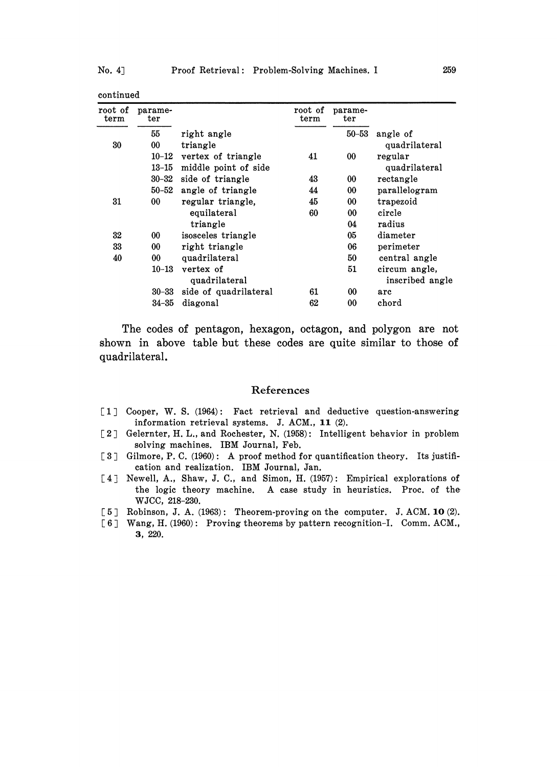continued

| root of term | parameter | | root of term | parameter | |
|---|---|---|---|---|---|
| | 55 | right angle | | 50–53 | angle of quadrilateral |
| 30 | 00 | triangle | 41 | 00 | regular quadrilateral |
| | 10–12 | vertex of triangle | 43 | 00 | rectangle |
| | 13–15 | middle point of side | 44 | 00 | parallelogram |
| | 30–32 | side of triangle | 45 | 00 | trapezoid |
| | 50–52 | angle of triangle | 60 | 00 | circle |
| 31 | 00 | regular triangle, equilateral triangle | | 04 | radius |
| 32 | 00 | isosceles triangle | | 05 | diameter |
| 33 | 00 | right triangle | | 06 | perimeter |
| 40 | 00 | quadrilateral | | 50 | central angle |
| | 10–13 | vertex of quadrilateral | | 51 | circum angle, inscribed angle |
| | 30–33 | side of quadrilateral | 61 | 00 | arc |
| | 34–35 | diagonal | 62 | 00 | chord |

The codes of pentagon, hexagon, octagon, and polygon are not shown in above table but these codes are quite similar to those of quadrilateral.

## References

[1] Cooper, W. S. (1964): Fact retrieval and deductive question-answering information retrieval systems. J. ACM., **11** (2).

[2] Gelernter, H. L., and Rochester, N. (1958): Intelligent behavior in problem solving machines. IBM Journal, Feb.

[3] Gilmore, P. C. (1960): A proof method for quantification theory. Its justification and realization. IBM Journal, Jan.

[4] Newell, A., Shaw, J. C., and Simon, H. (1957): Empirical explorations of the logic theory machine. A case study in heuristics. Proc. of the WJCC, 218–230.

[5] Robinson, J. A. (1963): Theorem-proving on the computer. J. ACM. **10** (2).

[6] Wang, H. (1960): Proving theorems by pattern recognition–I. Comm. ACM., **3**, 220.